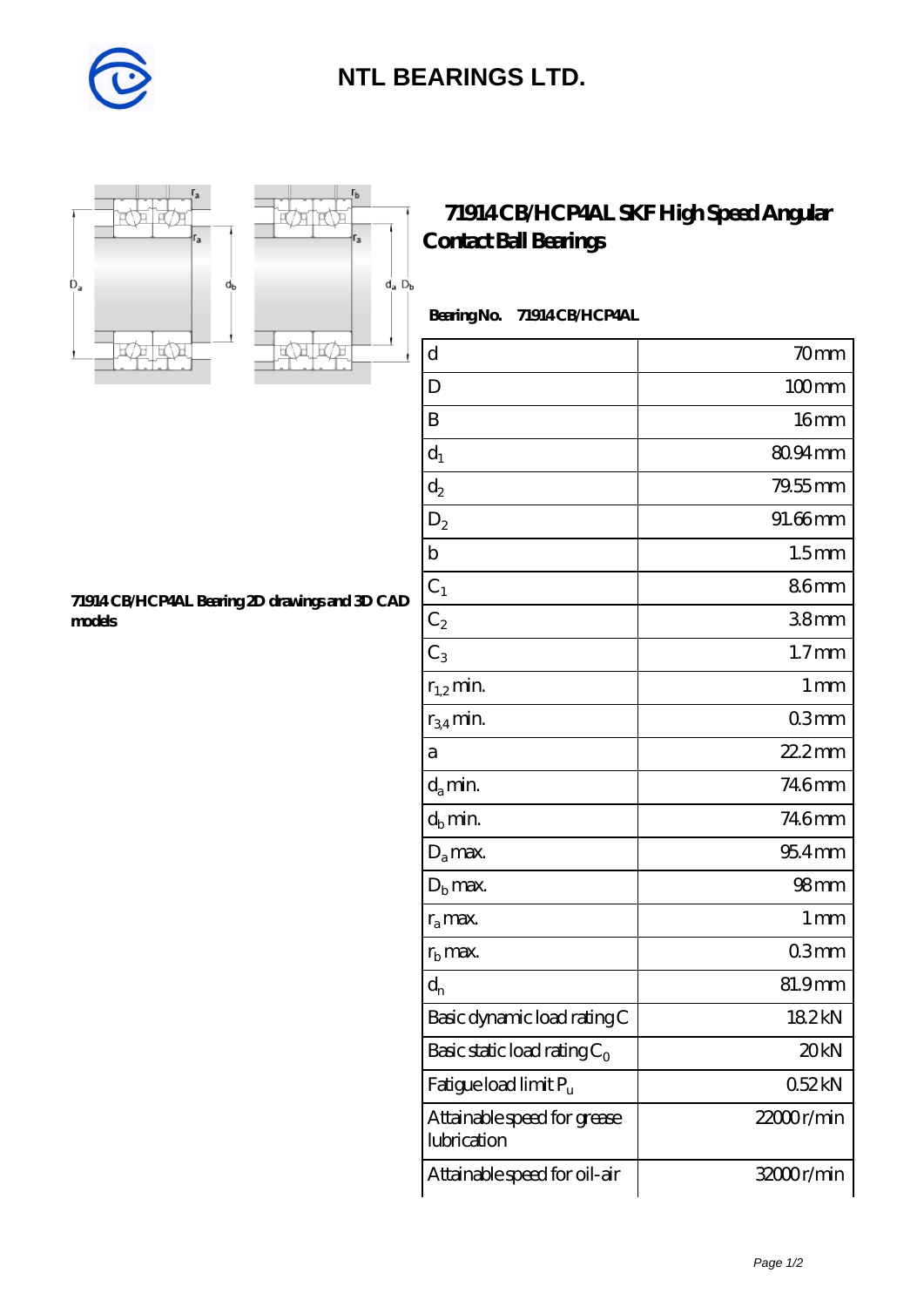# NTL BEARINGS LTD.

## 71914 CB/HCP4AL SKF High Speed Angular Contact Ball Bearings

**Bearing No. 71914 CB/HCP4AL**

**71914 CB/HCP4AL Bearing 2D drawings and 3D CAD models**

| | |
|---|---|
| d | 70 mm |
| D | 100 mm |
| B | 16 mm |
| $d_1$ | 80.94 mm |
| $d_2$ | 79.55 mm |
| $D_2$ | 91.66 mm |
| b | 1.5 mm |
| $C_1$ | 8.6 mm |
| $C_2$ | 3.8 mm |
| $C_3$ | 1.7 mm |
| $r_{1,2}$ min. | 1 mm |
| $r_{3,4}$ min. | 0.3 mm |
| a | 22.2 mm |
| $d_a$ min. | 74.6 mm |
| $d_b$ min. | 74.6 mm |
| $D_a$ max. | 95.4 mm |
| $D_b$ max. | 98 mm |
| $r_a$ max. | 1 mm |
| $r_b$ max. | 0.3 mm |
| $d_n$ | 81.9 mm |
| Basic dynamic load rating C | 18.2 kN |
| Basic static load rating $C_0$ | 20 kN |
| Fatigue load limit $P_u$ | 0.52 kN |
| Attainable speed for grease lubrication | 22000 r/min |
| Attainable speed for oil-air | 32000 r/min |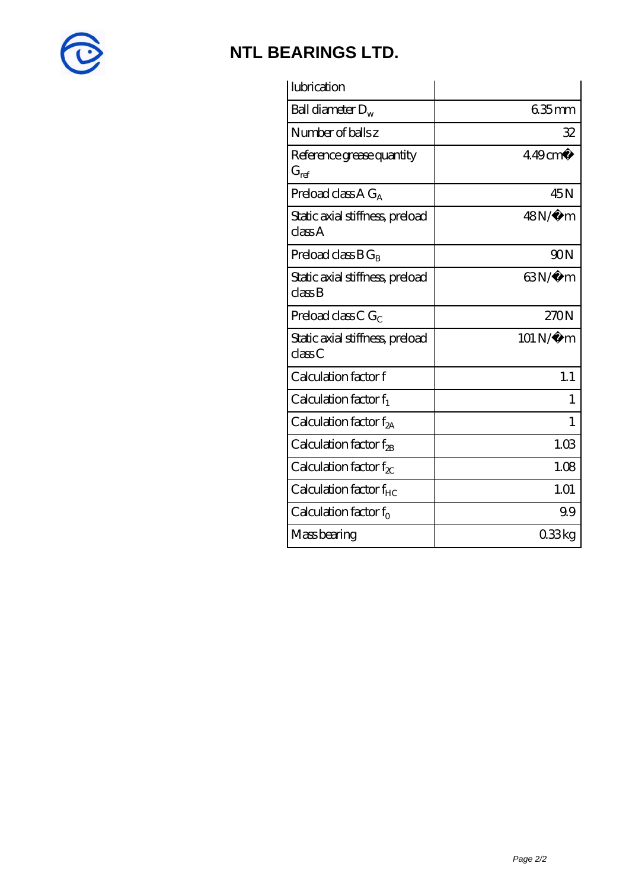NTL BEARINGS LTD.

| | |
|---|---|
| lubrication | |
| Ball diameter $D_w$ | 6.35 mm |
| Number of balls z | 32 |
| Reference grease quantity $G_{ref}$ | 4.49 cm� |
| Preload class A $G_A$ | 45 N |
| Static axial stiffness, preload class A | 48 N/�m |
| Preload class B $G_B$ | 90 N |
| Static axial stiffness, preload class B | 63 N/�m |
| Preload class C $G_C$ | 270 N |
| Static axial stiffness, preload class C | 101 N/�m |
| Calculation factor f | 1.1 |
| Calculation factor $f_1$ | 1 |
| Calculation factor $f_{2A}$ | 1 |
| Calculation factor $f_{2B}$ | 1.03 |
| Calculation factor $f_{2C}$ | 1.08 |
| Calculation factor $f_{HC}$ | 1.01 |
| Calculation factor $f_0$ | 9.9 |
| Mass bearing | 0.33 kg |